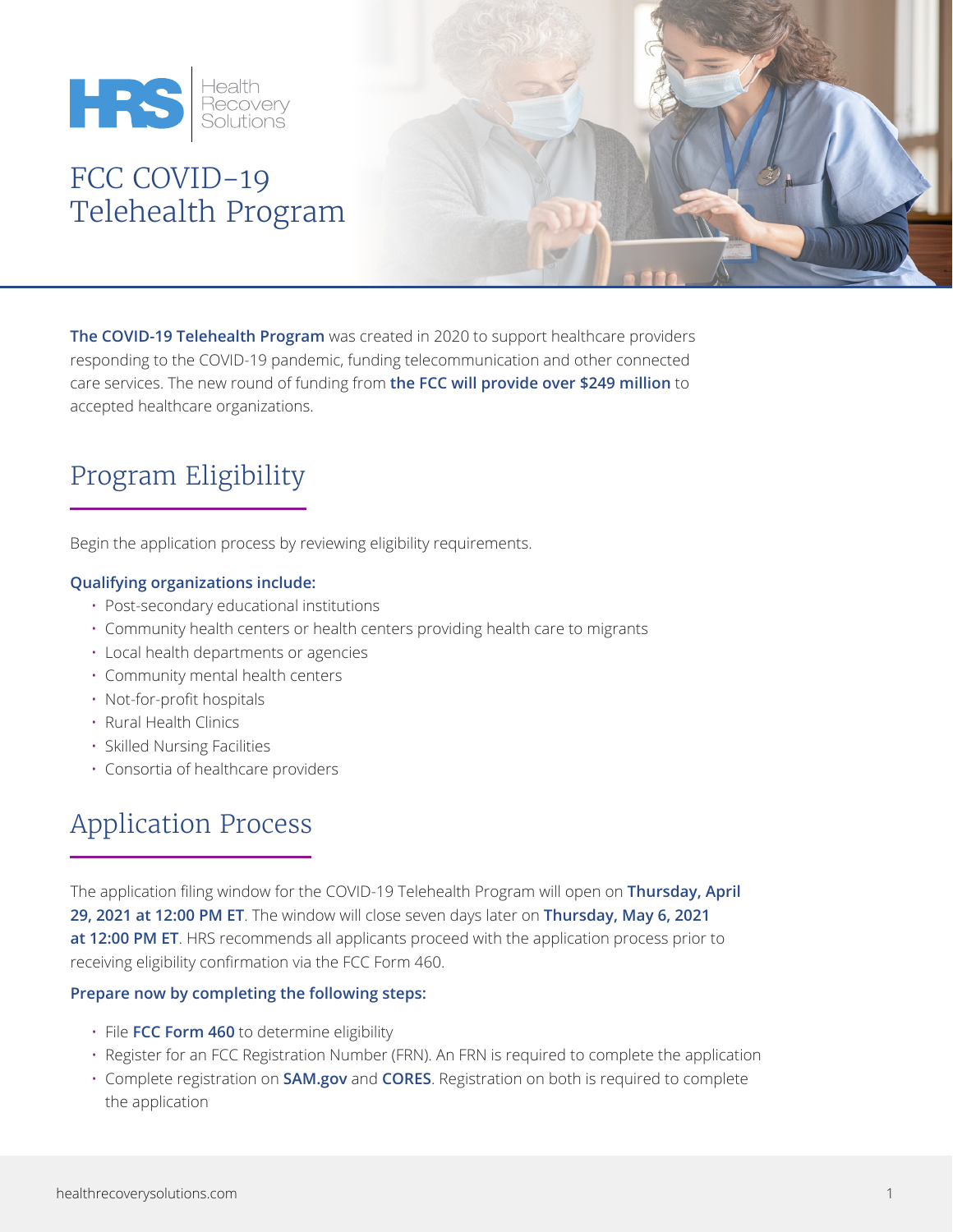Health Recovery Solutions

# FCC COVID-19 Telehealth Program

**The COVID-19 Telehealth Program** was created in 2020 to support healthcare providers responding to the COVID-19 pandemic, funding telecommunication and other connected care services. The new round of funding from **the FCC will provide over $249 million** to accepted healthcare organizations.

## Program Eligibility

Begin the application process by reviewing eligibility requirements.

**Qualifying organizations include:**

- Post-secondary educational institutions
- Community health centers or health centers providing health care to migrants
- Local health departments or agencies
- Community mental health centers
- Not-for-profit hospitals
- Rural Health Clinics
- Skilled Nursing Facilities
- Consortia of healthcare providers

## Application Process

The application filing window for the COVID-19 Telehealth Program will open on **Thursday, April 29, 2021 at 12:00 PM ET**. The window will close seven days later on **Thursday, May 6, 2021 at 12:00 PM ET**. HRS recommends all applicants proceed with the application process prior to receiving eligibility confirmation via the FCC Form 460.

**Prepare now by completing the following steps:**

- File **FCC Form 460** to determine eligibility
- Register for an FCC Registration Number (FRN). An FRN is required to complete the application
- Complete registration on **SAM.gov** and **CORES**. Registration on both is required to complete the application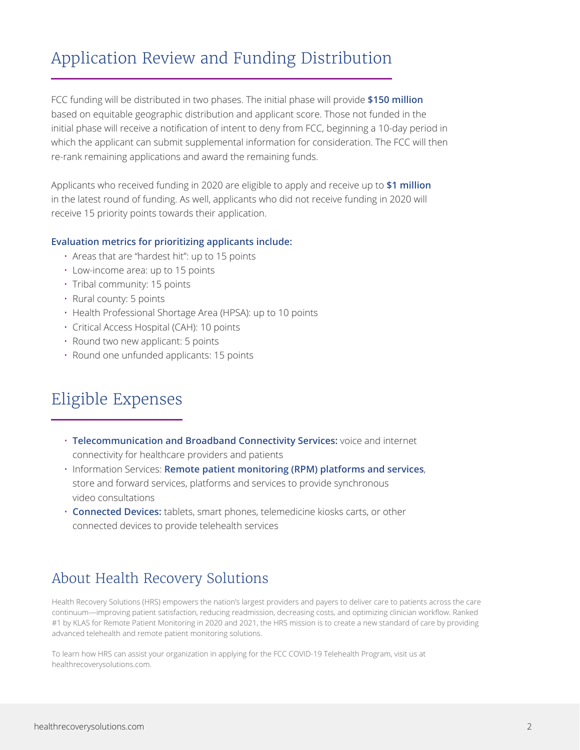## Application Review and Funding Distribution

FCC funding will be distributed in two phases. The initial phase will provide **$150 million** based on equitable geographic distribution and applicant score. Those not funded in the initial phase will receive a notification of intent to deny from FCC, beginning a 10-day period in which the applicant can submit supplemental information for consideration. The FCC will then re-rank remaining applications and award the remaining funds.

Applicants who received funding in 2020 are eligible to apply and receive up to **$1 million** in the latest round of funding. As well, applicants who did not receive funding in 2020 will receive 15 priority points towards their application.

**Evaluation metrics for prioritizing applicants include:**

- Areas that are "hardest hit": up to 15 points
- Low-income area: up to 15 points
- Tribal community: 15 points
- Rural county: 5 points
- Health Professional Shortage Area (HPSA): up to 10 points
- Critical Access Hospital (CAH): 10 points
- Round two new applicant: 5 points
- Round one unfunded applicants: 15 points

## Eligible Expenses

- **Telecommunication and Broadband Connectivity Services:** voice and internet connectivity for healthcare providers and patients
- Information Services: **Remote patient monitoring (RPM) platforms and services**, store and forward services, platforms and services to provide synchronous video consultations
- **Connected Devices:** tablets, smart phones, telemedicine kiosks carts, or other connected devices to provide telehealth services

## About Health Recovery Solutions

Health Recovery Solutions (HRS) empowers the nation's largest providers and payers to deliver care to patients across the care continuum—improving patient satisfaction, reducing readmission, decreasing costs, and optimizing clinician workflow. Ranked #1 by KLAS for Remote Patient Monitoring in 2020 and 2021, the HRS mission is to create a new standard of care by providing advanced telehealth and remote patient monitoring solutions.

To learn how HRS can assist your organization in applying for the FCC COVID-19 Telehealth Program, visit us at healthrecoverysolutions.com.